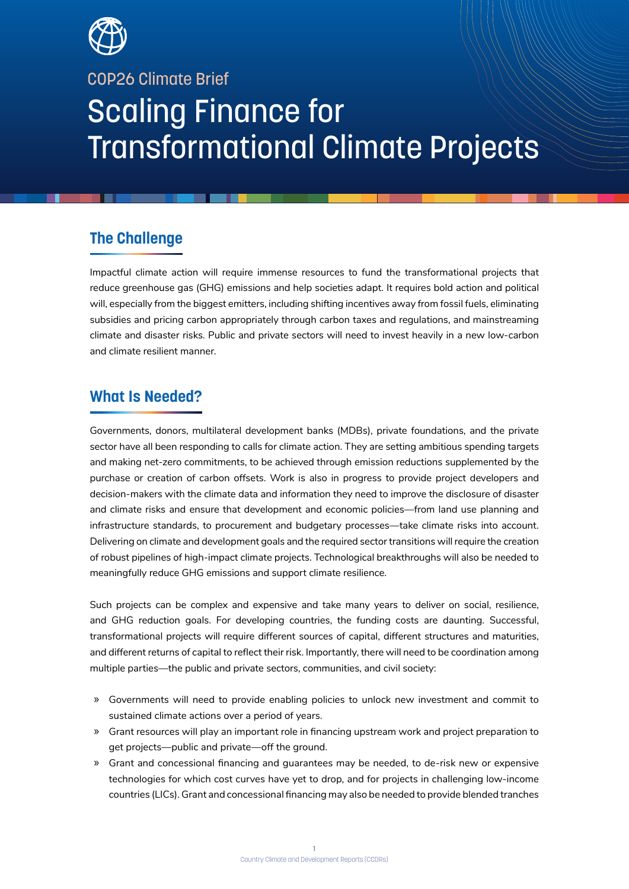COP26 Climate Brief

# Scaling Finance for Transformational Climate Projects

## The Challenge

Impactful climate action will require immense resources to fund the transformational projects that reduce greenhouse gas (GHG) emissions and help societies adapt. It requires bold action and political will, especially from the biggest emitters, including shifting incentives away from fossil fuels, eliminating subsidies and pricing carbon appropriately through carbon taxes and regulations, and mainstreaming climate and disaster risks. Public and private sectors will need to invest heavily in a new low-carbon and climate resilient manner.

## What Is Needed?

Governments, donors, multilateral development banks (MDBs), private foundations, and the private sector have all been responding to calls for climate action. They are setting ambitious spending targets and making net-zero commitments, to be achieved through emission reductions supplemented by the purchase or creation of carbon offsets. Work is also in progress to provide project developers and decision-makers with the climate data and information they need to improve the disclosure of disaster and climate risks and ensure that development and economic policies—from land use planning and infrastructure standards, to procurement and budgetary processes—take climate risks into account. Delivering on climate and development goals and the required sector transitions will require the creation of robust pipelines of high-impact climate projects. Technological breakthroughs will also be needed to meaningfully reduce GHG emissions and support climate resilience.

Such projects can be complex and expensive and take many years to deliver on social, resilience, and GHG reduction goals. For developing countries, the funding costs are daunting. Successful, transformational projects will require different sources of capital, different structures and maturities, and different returns of capital to reflect their risk. Importantly, there will need to be coordination among multiple parties—the public and private sectors, communities, and civil society:

- Governments will need to provide enabling policies to unlock new investment and commit to sustained climate actions over a period of years.
- Grant resources will play an important role in financing upstream work and project preparation to get projects—public and private—off the ground.
- Grant and concessional financing and guarantees may be needed, to de-risk new or expensive technologies for which cost curves have yet to drop, and for projects in challenging low-income countries (LICs). Grant and concessional financing may also be needed to provide blended tranches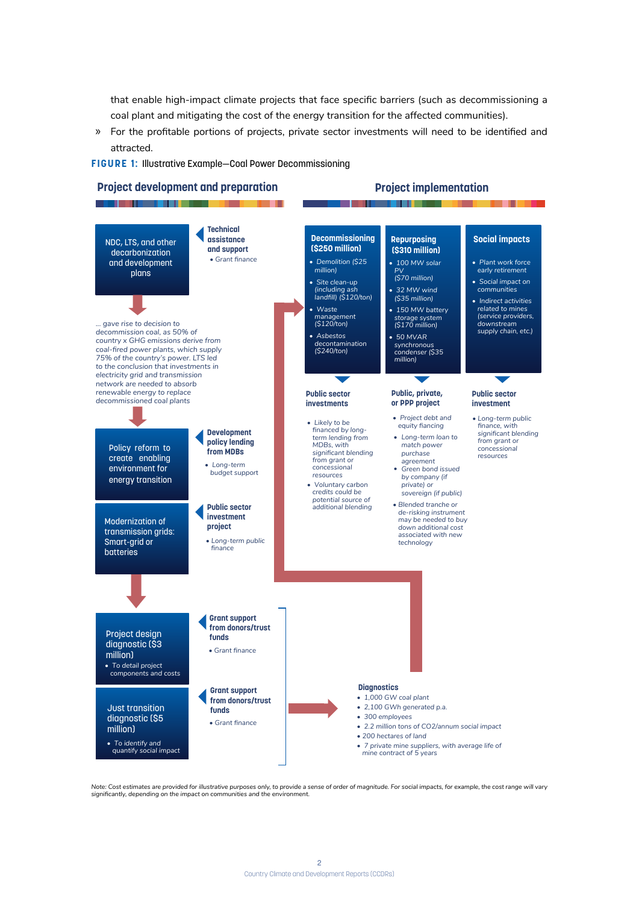that enable high-impact climate projects that face specific barriers (such as decommissioning a coal plant and mitigating the cost of the energy transition for the affected communities).

» For the profitable portions of projects, private sector investments will need to be identified and attracted.

**FIGURE 1:** Illustrative Example—Coal Power Decommissioning

## Project development and preparation

**NDC, LTS, and other decarbonization and development plans**

**Technical assistance and support**
- Grant finance

... gave rise to decision to decommission coal, as 50% of country x GHG emissions derive from coal-fired power plants, which supply 75% of the country's power. LTS led to the conclusion that investments in electricity grid and transmission network are needed to absorb renewable energy to replace decommissioned coal plants

**Policy reform to create enabling environment for energy transition**

**Development policy lending from MDBs**
- Long-term budget support

**Modernization of transmission grids: Smart-grid or batteries**

**Public sector investment project**
- Long-term public finance

**Project design diagnostic ($3 million)**
- To detail project components and costs

**Grant support from donors/trust funds**
- Grant finance

**Just transition diagnostic ($5 million)**
- To identify and quantify social impact

**Grant support from donors/trust funds**
- Grant finance

## Project implementation

**Decommissioning ($250 million)**
- Demolition ($25 million)
- Site clean-up (including ash landfill) ($120/ton)
- Waste management ($120/ton)
- Asbestos decontamination ($240/ton)

**Public sector investments**
- Likely to be financed by long-term lending from MDBs, with significant blending from grant or concessional resources
- Voluntary carbon credits could be potential source of additional blending

**Repurposing ($310 million)**
- 100 MW solar PV ($70 million)
- 32 MW wind ($35 million)
- 150 MW battery storage system ($170 million)
- 50 MVAR synchronous condenser ($35 million)

**Public, private, or PPP project**
- Project debt and equity financing
- Long-term loan to match power purchase agreement
- Green bond issued by company (if private) or sovereign (if public)
- Blended tranche or de-risking instrument may be needed to buy down additional cost associated with new technology

**Social impacts**
- Plant work force early retirement
- Social impact on communities
- Indirect activities related to mines (service providers, downstream supply chain, etc.)

**Public sector investment**
- Long-term public finance, with significant blending from grant or concessional resources

**Diagnostics**
- 1,000 GW coal plant
- 2,100 GWh generated p.a.
- 300 employees
- 2.2 million tons of CO2/annum social impact
- 200 hectares of land
- 7 private mine suppliers, with average life of mine contract of 5 years

Note: Cost estimates are provided for illustrative purposes only, to provide a sense of order of magnitude. For social impacts, for example, the cost range will vary significantly, depending on the impact on communities and the environment.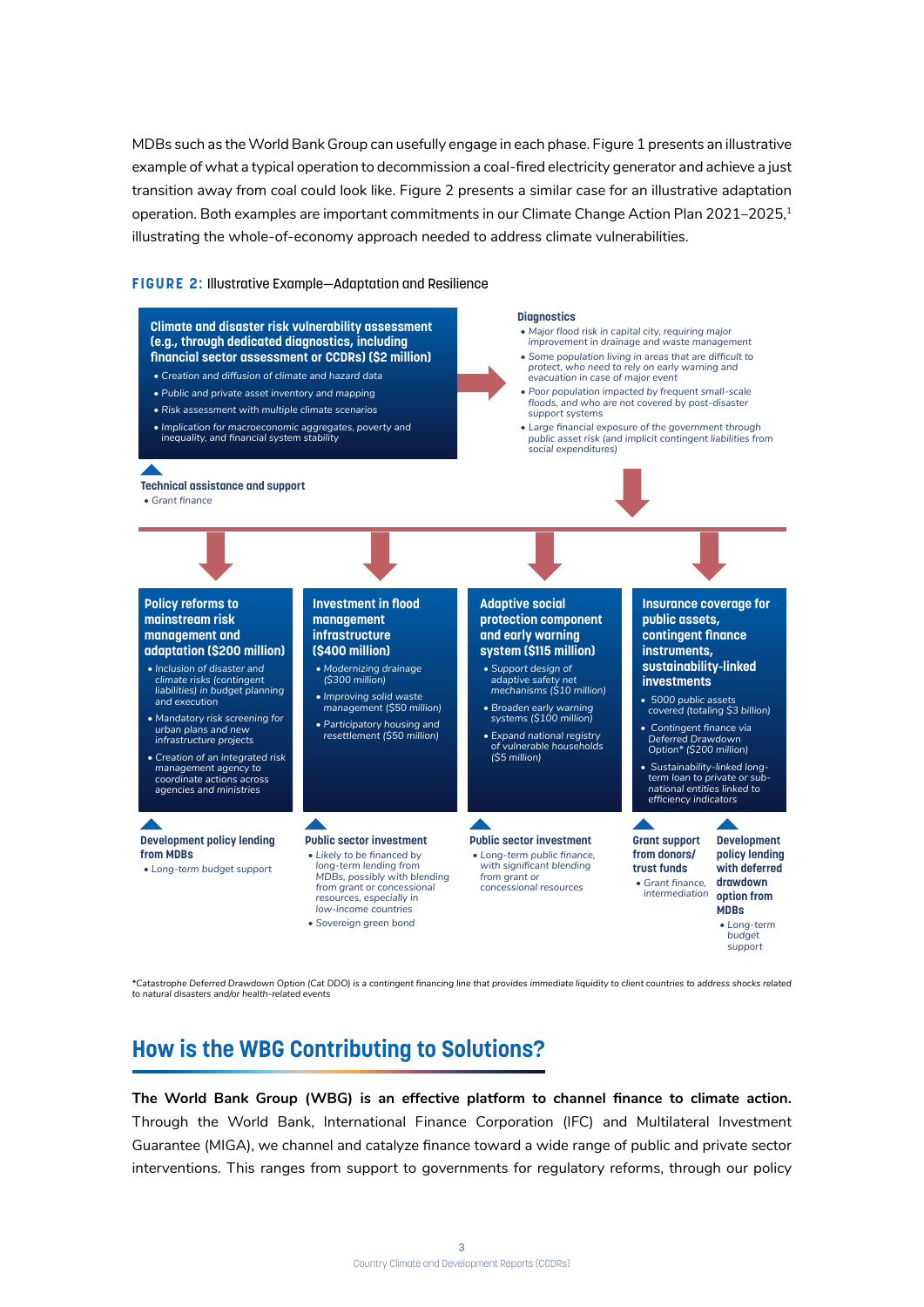MDBs such as the World Bank Group can usefully engage in each phase. Figure 1 presents an illustrative example of what a typical operation to decommission a coal-fired electricity generator and achieve a just transition away from coal could look like. Figure 2 presents a similar case for an illustrative adaptation operation. Both examples are important commitments in our Climate Change Action Plan 2021–2025,[1] illustrating the whole-of-economy approach needed to address climate vulnerabilities.

**FIGURE 2:** Illustrative Example—Adaptation and Resilience

**Climate and disaster risk vulnerability assessment (e.g., through dedicated diagnostics, including financial sector assessment or CCDRs) ($2 million)**

- Creation and diffusion of climate and hazard data
- Public and private asset inventory and mapping
- Risk assessment with multiple climate scenarios
- Implication for macroeconomic aggregates, poverty and inequality, and financial system stability

**Technical assistance and support**

- Grant finance

**Diagnostics**

- *Major flood risk in capital city, requiring major improvement in drainage and waste management*
- *Some population living in areas that are difficult to protect, who need to rely on early warning and evacuation in case of major event*
- *Poor population impacted by frequent small-scale floods, and who are not covered by post-disaster support systems*
- *Large financial exposure of the government through public asset risk (and implicit contingent liabilities from social expenditures)*

**Policy reforms to mainstream risk management and adaptation ($200 million)**

- *Inclusion of disaster and climate risks (contingent liabilities) in budget planning and execution*
- *Mandatory risk screening for urban plans and new infrastructure projects*
- *Creation of an integrated risk management agency to coordinate actions across agencies and ministries*

**Development policy lending from MDBs**

- *Long-term budget support*

**Investment in flood management infrastructure ($400 million)**

- *Modernizing drainage ($300 million)*
- *Improving solid waste management ($50 million)*
- *Participatory housing and resettlement ($50 million)*

**Public sector investment**

- *Likely to be financed by long-term lending from MDBs, possibly with blending from grant or concessional resources, especially in low-income countries*
- *Sovereign green bond*

**Adaptive social protection component and early warning system ($115 million)**

- *Support design of adaptive safety net mechanisms ($10 million)*
- *Broaden early warning systems ($100 million)*
- *Expand national registry of vulnerable households ($5 million)*

**Public sector investment**

- *Long-term public finance, with significant blending from grant or concessional resources*

**Insurance coverage for public assets, contingent finance instruments, sustainability-linked investments**

- *5000 public assets covered (totaling $3 billion)*
- *Contingent finance via Deferred Drawdown Option* ($200 million)*
- *Sustainability-linked long-term loan to private or sub-national entities linked to efficiency indicators*

**Grant support from donors/trust funds**

- *Grant finance, intermediation*

**Development policy lending with deferred drawdown option from MDBs**

- *Long-term budget support*

*\*Catastrophe Deferred Drawdown Option (Cat DDO) is a contingent financing line that provides immediate liquidity to client countries to address shocks related to natural disasters and/or health-related events*

## How is the WBG Contributing to Solutions?

**The World Bank Group (WBG) is an effective platform to channel finance to climate action.** Through the World Bank, International Finance Corporation (IFC) and Multilateral Investment Guarantee (MIGA), we channel and catalyze finance toward a wide range of public and private sector interventions. This ranges from support to governments for regulatory reforms, through our policy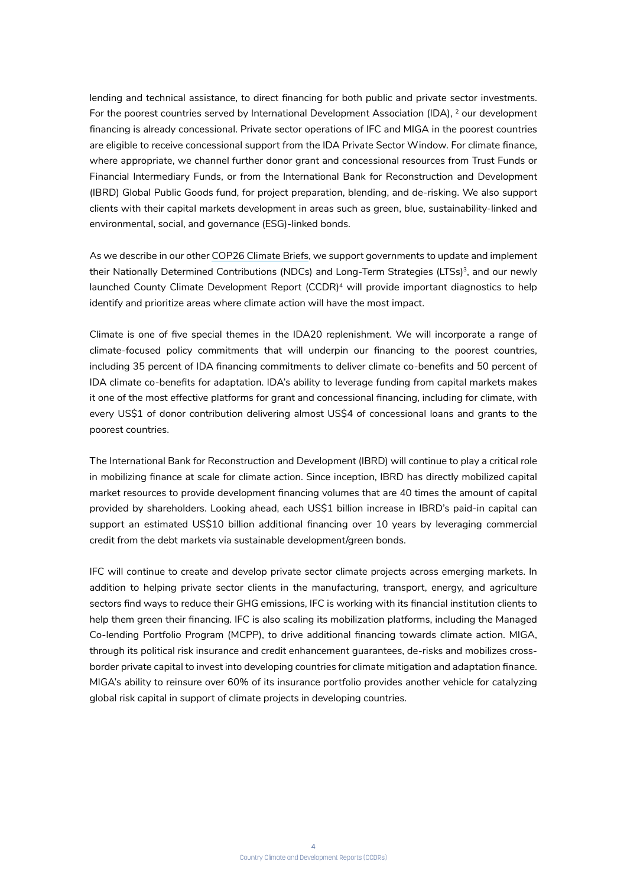lending and technical assistance, to direct financing for both public and private sector investments. For the poorest countries served by International Development Association (IDA), [2] our development financing is already concessional. Private sector operations of IFC and MIGA in the poorest countries are eligible to receive concessional support from the IDA Private Sector Window. For climate finance, where appropriate, we channel further donor grant and concessional resources from Trust Funds or Financial Intermediary Funds, or from the International Bank for Reconstruction and Development (IBRD) Global Public Goods fund, for project preparation, blending, and de-risking. We also support clients with their capital markets development in areas such as green, blue, sustainability-linked and environmental, social, and governance (ESG)-linked bonds.

As we describe in our other COP26 Climate Briefs, we support governments to update and implement their Nationally Determined Contributions (NDCs) and Long-Term Strategies (LTSs)[3], and our newly launched County Climate Development Report (CCDR)[4] will provide important diagnostics to help identify and prioritize areas where climate action will have the most impact.

Climate is one of five special themes in the IDA20 replenishment. We will incorporate a range of climate-focused policy commitments that will underpin our financing to the poorest countries, including 35 percent of IDA financing commitments to deliver climate co-benefits and 50 percent of IDA climate co-benefits for adaptation. IDA's ability to leverage funding from capital markets makes it one of the most effective platforms for grant and concessional financing, including for climate, with every US$1 of donor contribution delivering almost US$4 of concessional loans and grants to the poorest countries.

The International Bank for Reconstruction and Development (IBRD) will continue to play a critical role in mobilizing finance at scale for climate action. Since inception, IBRD has directly mobilized capital market resources to provide development financing volumes that are 40 times the amount of capital provided by shareholders. Looking ahead, each US$1 billion increase in IBRD's paid-in capital can support an estimated US$10 billion additional financing over 10 years by leveraging commercial credit from the debt markets via sustainable development/green bonds.

IFC will continue to create and develop private sector climate projects across emerging markets. In addition to helping private sector clients in the manufacturing, transport, energy, and agriculture sectors find ways to reduce their GHG emissions, IFC is working with its financial institution clients to help them green their financing. IFC is also scaling its mobilization platforms, including the Managed Co-lending Portfolio Program (MCPP), to drive additional financing towards climate action. MIGA, through its political risk insurance and credit enhancement guarantees, de-risks and mobilizes cross-border private capital to invest into developing countries for climate mitigation and adaptation finance. MIGA's ability to reinsure over 60% of its insurance portfolio provides another vehicle for catalyzing global risk capital in support of climate projects in developing countries.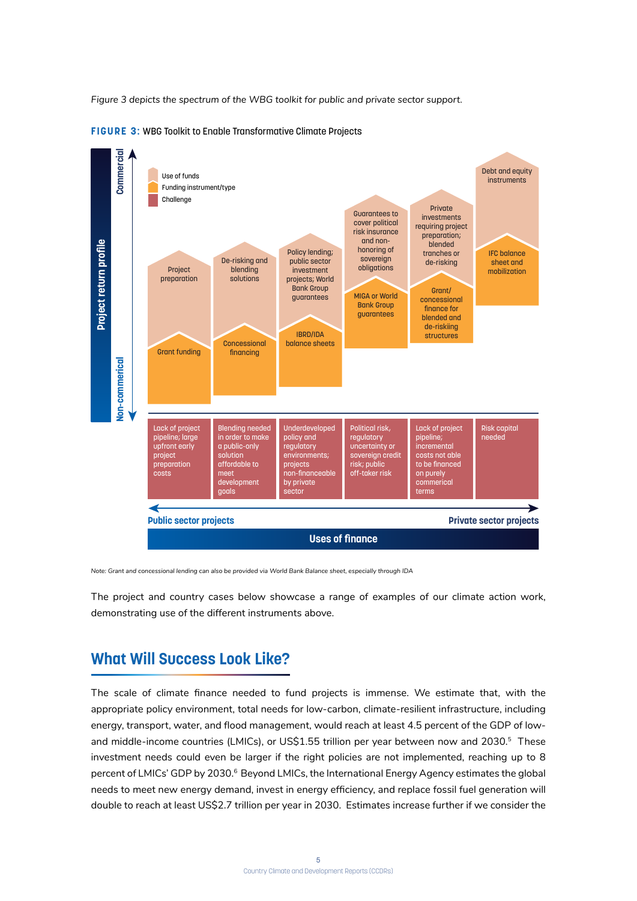*Figure 3 depicts the spectrum of the WBG toolkit for public and private sector support.*

**FIGURE 3:** WBG Toolkit to Enable Transformative Climate Projects

Project return profile: Commercial (top) to Non-commerical (bottom)

Legend: Use of funds; Funding instrument/type; Challenge

| | Public sector projects → | | | | | Private sector projects |
|---|---|---|---|---|---|---|
| Use of funds | Project preparation | De-risking and blending solutions | Policy lending; public sector investment projects; World Bank Group guarantees | Guarantees to cover political risk insurance and non-honoring of sovereign obligations | Private investments requiring project preparation; blended tranches or de-risking | Debt and equity instruments |
| Funding instrument/type | Grant funding | Concessional financing | IBRD/IDA balance sheets | MIGA or World Bank Group guarantees | Grant/ concessional finance for blended and de-riskiing structures | IFC balance sheet and mobilization |
| Challenge | Lack of project pipeline; large upfront early project preparation costs | Blending needed in order to make a public-only solution affordable to meet development goals | Underdeveloped policy and regulatory environments; projects non-financeable by private sector | Political risk, regulatory uncertainty or sovereign credit risk; public off-taker risk | Lack of project pipeline; incremental costs not able to be financed on purely commerical terms | Risk capital needed |

Uses of finance

*Note: Grant and concessional lending can also be provided via World Bank Balance sheet, especially through IDA*

The project and country cases below showcase a range of examples of our climate action work, demonstrating use of the different instruments above.

## What Will Success Look Like?

The scale of climate finance needed to fund projects is immense. We estimate that, with the appropriate policy environment, total needs for low-carbon, climate-resilient infrastructure, including energy, transport, water, and flood management, would reach at least 4.5 percent of the GDP of low- and middle-income countries (LMICs), or US$1.55 trillion per year between now and 2030.[5] These investment needs could even be larger if the right policies are not implemented, reaching up to 8 percent of LMICs' GDP by 2030.[6] Beyond LMICs, the International Energy Agency estimates the global needs to meet new energy demand, invest in energy efficiency, and replace fossil fuel generation will double to reach at least US$2.7 trillion per year in 2030. Estimates increase further if we consider the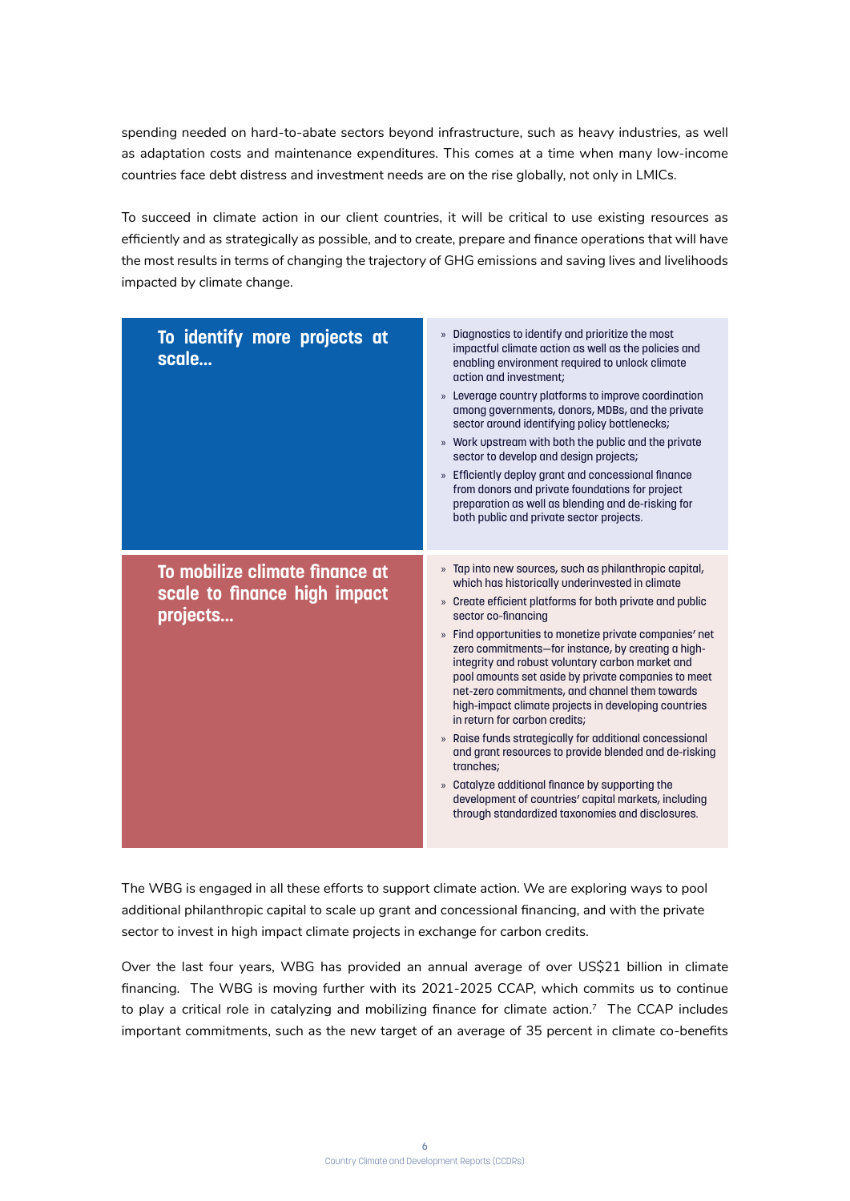spending needed on hard-to-abate sectors beyond infrastructure, such as heavy industries, as well as adaptation costs and maintenance expenditures. This comes at a time when many low-income countries face debt distress and investment needs are on the rise globally, not only in LMICs.

To succeed in climate action in our client countries, it will be critical to use existing resources as efficiently and as strategically as possible, and to create, prepare and finance operations that will have the most results in terms of changing the trajectory of GHG emissions and saving lives and livelihoods impacted by climate change.

| | |
|---|---|
| **To identify more projects at scale...** | » Diagnostics to identify and prioritize the most impactful climate action as well as the policies and enabling environment required to unlock climate action and investment;<br>» Leverage country platforms to improve coordination among governments, donors, MDBs, and the private sector around identifying policy bottlenecks;<br>» Work upstream with both the public and the private sector to develop and design projects;<br>» Efficiently deploy grant and concessional finance from donors and private foundations for project preparation as well as blending and de-risking for both public and private sector projects. |
| **To mobilize climate finance at scale to finance high impact projects...** | » Tap into new sources, such as philanthropic capital, which has historically underinvested in climate<br>» Create efficient platforms for both private and public sector co-financing<br>» Find opportunities to monetize private companies' net zero commitments—for instance, by creating a high-integrity and robust voluntary carbon market and pool amounts set aside by private companies to meet net-zero commitments, and channel them towards high-impact climate projects in developing countries in return for carbon credits;<br>» Raise funds strategically for additional concessional and grant resources to provide blended and de-risking tranches;<br>» Catalyze additional finance by supporting the development of countries' capital markets, including through standardized taxonomies and disclosures. |

The WBG is engaged in all these efforts to support climate action. We are exploring ways to pool additional philanthropic capital to scale up grant and concessional financing, and with the private sector to invest in high impact climate projects in exchange for carbon credits.

Over the last four years, WBG has provided an annual average of over US$21 billion in climate financing. The WBG is moving further with its 2021-2025 CCAP, which commits us to continue to play a critical role in catalyzing and mobilizing finance for climate action.[7] The CCAP includes important commitments, such as the new target of an average of 35 percent in climate co-benefits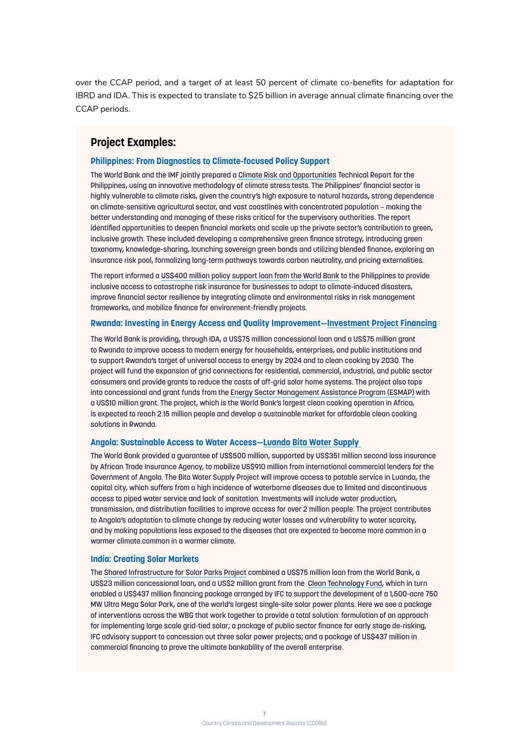over the CCAP period, and a target of at least 50 percent of climate co-benefits for adaptation for IBRD and IDA. This is expected to translate to $25 billion in average annual climate financing over the CCAP periods.

## Project Examples:

### Philippines: From Diagnostics to Climate-focused Policy Support

The World Bank and the IMF jointly prepared a Climate Risk and Opportunities Technical Report for the Philippines, using an innovative methodology of climate stress tests. The Philippines' financial sector is highly vulnerable to climate risks, given the country's high exposure to natural hazards, strong dependence on climate-sensitive agricultural sector, and vast coastlines with concentrated population – making the better understanding and managing of these risks critical for the supervisory authorities. The report identified opportunities to deepen financial markets and scale up the private sector's contribution to green, inclusive growth. These included developing a comprehensive green finance strategy, introducing green taxonomy, knowledge-sharing, launching sovereign green bonds and utilizing blended finance, exploring an insurance risk pool, formalizing long-term pathways towards carbon neutrality, and pricing externalities.

The report informed a US$400 million policy support loan from the World Bank to the Philippines to provide inclusive access to catastrophe risk insurance for businesses to adapt to climate-induced disasters, improve financial sector resilience by integrating climate and environmental risks in risk management frameworks, and mobilize finance for environment-friendly projects.

### Rwanda: Investing in Energy Access and Quality Improvement—Investment Project Financing

The World Bank is providing, through IDA, a US$75 million concessional loan and a US$75 million grant to Rwanda to improve access to modern energy for households, enterprises, and public institutions and to support Rwanda's target of universal access to energy by 2024 and to clean cooking by 2030. The project will fund the expansion of grid connections for residential, commercial, industrial, and public sector consumers and provide grants to reduce the costs of off-grid solar home systems. The project also taps into concessional and grant funds from the Energy Sector Management Assistance Program (ESMAP) with a US$10 million grant. The project, which is the World Bank's largest clean cooking operation in Africa, is expected to reach 2.15 million people and develop a sustainable market for affordable clean cooking solutions in Rwanda.

### Angola: Sustainable Access to Water Access—Luanda Bita Water Supply

The World Bank provided a guarantee of US$500 million, supported by US$351 million second loss insurance by African Trade Insurance Agency, to mobilize US$910 million from international commercial lenders for the Government of Angola. The Bita Water Supply Project will improve access to potable service in Luanda, the capital city, which suffers from a high incidence of waterborne diseases due to limited and discontinuous access to piped water service and lack of sanitation. Investments will include water production, transmission, and distribution facilities to improve access for over 2 million people. The project contributes to Angola's adaptation to climate change by reducing water losses and vulnerability to water scarcity, and by making populations less exposed to the diseases that are expected to become more common in a warmer climate.common in a warmer climate.

### India: Creating Solar Markets

The Shared Infrastructure for Solar Parks Project combined a US$75 million loan from the World Bank, a US$23 million concessional loan, and a US$2 million grant from the Clean Technology Fund, which in turn enabled a US$437 million financing package arranged by IFC to support the development of a 1,500-acre 750 MW Ultra Mega Solar Park, one of the world's largest single-site solar power plants. Here we see a package of interventions across the WBG that work together to provide a total solution: formulation of an approach for implementing large scale grid-tied solar; a package of public sector finance for early stage de-risking, IFC advisory support to concession out three solar power projects; and a package of US$437 million in commercial financing to prove the ultimate bankability of the overall enterprise.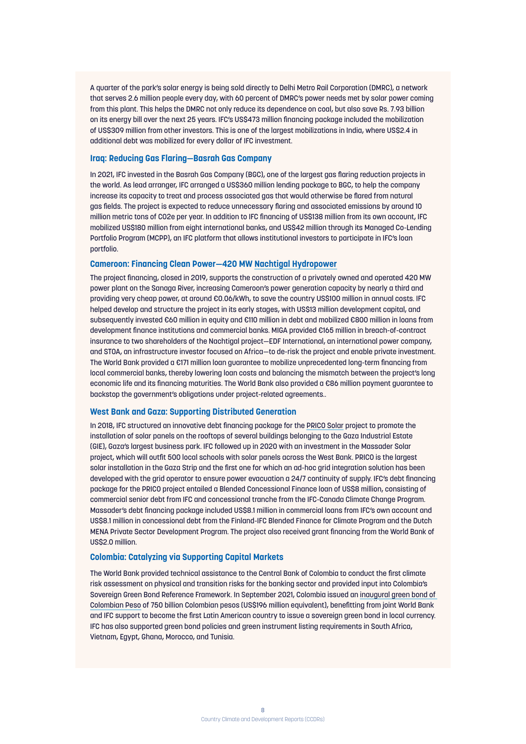A quarter of the park's solar energy is being sold directly to Delhi Metro Rail Corporation (DMRC), a network that serves 2.6 million people every day, with 60 percent of DMRC's power needs met by solar power coming from this plant. This helps the DMRC not only reduce its dependence on coal, but also save Rs. 7.93 billion on its energy bill over the next 25 years. IFC's US$473 million financing package included the mobilization of US$309 million from other investors. This is one of the largest mobilizations in India, where US$2.4 in additional debt was mobilized for every dollar of IFC investment.

### Iraq: Reducing Gas Flaring—Basrah Gas Company

In 2021, IFC invested in the Basrah Gas Company (BGC), one of the largest gas flaring reduction projects in the world. As lead arranger, IFC arranged a US$360 million lending package to BGC, to help the company increase its capacity to treat and process associated gas that would otherwise be flared from natural gas fields. The project is expected to reduce unnecessary flaring and associated emissions by around 10 million metric tons of CO2e per year. In addition to IFC financing of US$138 million from its own account, IFC mobilized US$180 million from eight international banks, and US$42 million through its Managed Co-Lending Portfolio Program (MCPP), an IFC platform that allows institutional investors to participate in IFC's loan portfolio.

### Cameroon: Financing Clean Power—420 MW Nachtigal Hydropower

The project financing, closed in 2019, supports the construction of a privately owned and operated 420 MW power plant on the Sanaga River, increasing Cameroon's power generation capacity by nearly a third and providing very cheap power, at around €0.06/kWh, to save the country US$100 million in annual costs. IFC helped develop and structure the project in its early stages, with US$13 million development capital, and subsequently invested €60 million in equity and €110 million in debt and mobilized €800 million in loans from development finance institutions and commercial banks. MIGA provided €165 million in breach-of-contract insurance to two shareholders of the Nachtigal project—EDF International, an international power company, and STOA, an infrastructure investor focused on Africa—to de-risk the project and enable private investment. The World Bank provided a €171 million loan guarantee to mobilize unprecedented long-term financing from local commercial banks, thereby lowering loan costs and balancing the mismatch between the project's long economic life and its financing maturities. The World Bank also provided a €86 million payment guarantee to backstop the government's obligations under project-related agreements..

### West Bank and Gaza: Supporting Distributed Generation

In 2018, IFC structured an innovative debt financing package for the PRICO Solar project to promote the installation of solar panels on the rooftops of several buildings belonging to the Gaza Industrial Estate (GIE), Gaza's largest business park. IFC followed up in 2020 with an investment in the Massader Solar project, which will outfit 500 local schools with solar panels across the West Bank. PRICO is the largest solar installation in the Gaza Strip and the first one for which an ad-hoc grid integration solution has been developed with the grid operator to ensure power evacuation a 24/7 continuity of supply. IFC's debt financing package for the PRICO project entailed a Blended Concessional Finance loan of US$8 million, consisting of commercial senior debt from IFC and concessional tranche from the IFC-Canada Climate Change Program. Massader's debt financing package included US$8.1 million in commercial loans from IFC's own account and US$8.1 million in concessional debt from the Finland-IFC Blended Finance for Climate Program and the Dutch MENA Private Sector Development Program. The project also received grant financing from the World Bank of US$2.0 million.

### Colombia: Catalyzing via Supporting Capital Markets

The World Bank provided technical assistance to the Central Bank of Colombia to conduct the first climate risk assessment on physical and transition risks for the banking sector and provided input into Colombia's Sovereign Green Bond Reference Framework. In September 2021, Colombia issued an inaugural green bond of Colombian Peso of 750 billion Colombian pesos (US$196 million equivalent), benefitting from joint World Bank and IFC support to become the first Latin American country to issue a sovereign green bond in local currency. IFC has also supported green bond policies and green instrument listing requirements in South Africa, Vietnam, Egypt, Ghana, Morocco, and Tunisia.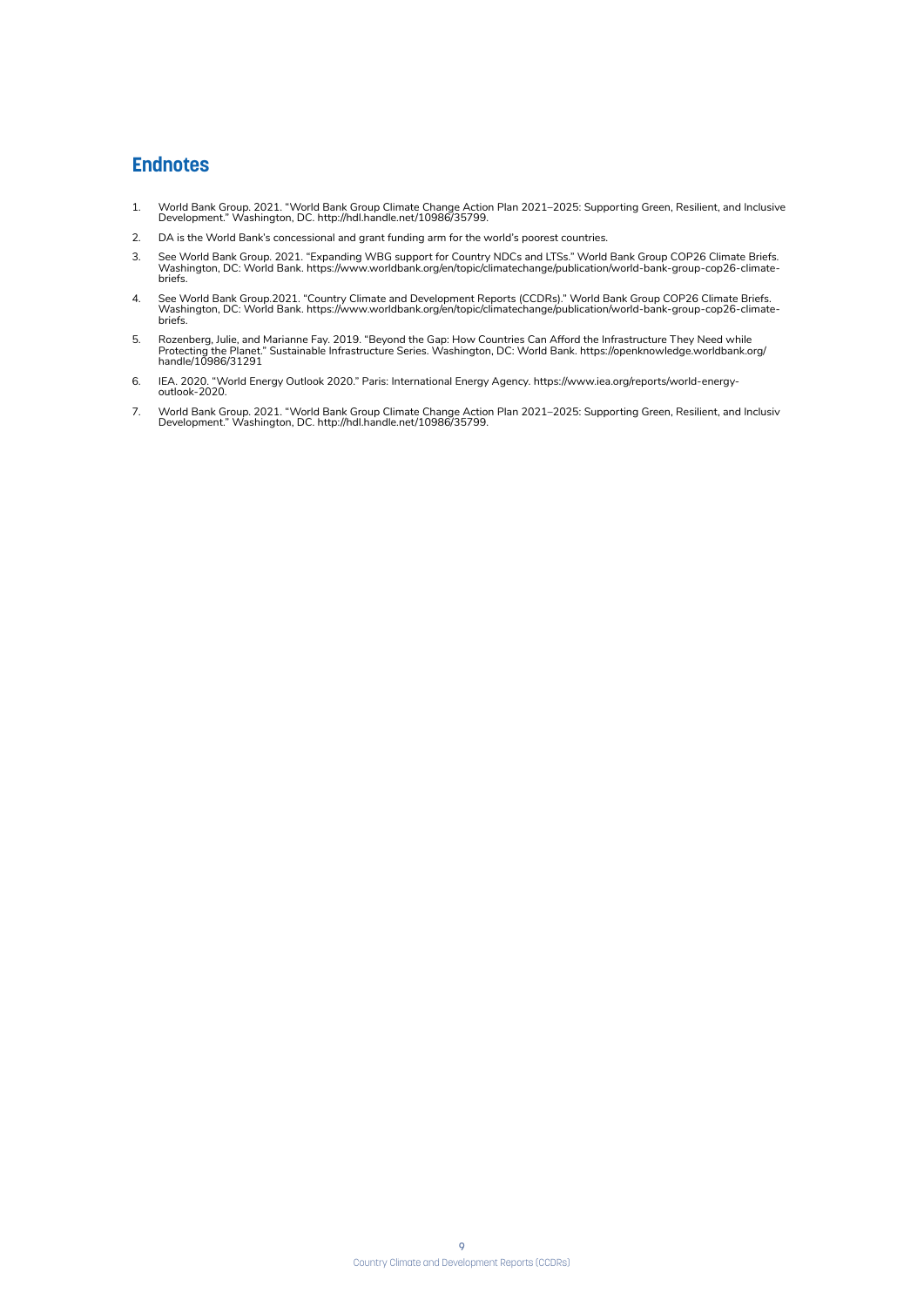## Endnotes

1. World Bank Group. 2021. "World Bank Group Climate Change Action Plan 2021–2025: Supporting Green, Resilient, and Inclusive Development." Washington, DC. http://hdl.handle.net/10986/35799.
2. DA is the World Bank's concessional and grant funding arm for the world's poorest countries.
3. See World Bank Group. 2021. "Expanding WBG support for Country NDCs and LTSs." World Bank Group COP26 Climate Briefs. Washington, DC: World Bank. https://www.worldbank.org/en/topic/climatechange/publication/world-bank-group-cop26-climate-briefs.
4. See World Bank Group.2021. "Country Climate and Development Reports (CCDRs)." World Bank Group COP26 Climate Briefs. Washington, DC: World Bank. https://www.worldbank.org/en/topic/climatechange/publication/world-bank-group-cop26-climate-briefs.
5. Rozenberg, Julie, and Marianne Fay. 2019. "Beyond the Gap: How Countries Can Afford the Infrastructure They Need while Protecting the Planet." Sustainable Infrastructure Series. Washington, DC: World Bank. https://openknowledge.worldbank.org/handle/10986/31291
6. IEA. 2020. "World Energy Outlook 2020." Paris: International Energy Agency. https://www.iea.org/reports/world-energy-outlook-2020.
7. World Bank Group. 2021. "World Bank Group Climate Change Action Plan 2021–2025: Supporting Green, Resilient, and Inclusiv Development." Washington, DC. http://hdl.handle.net/10986/35799.